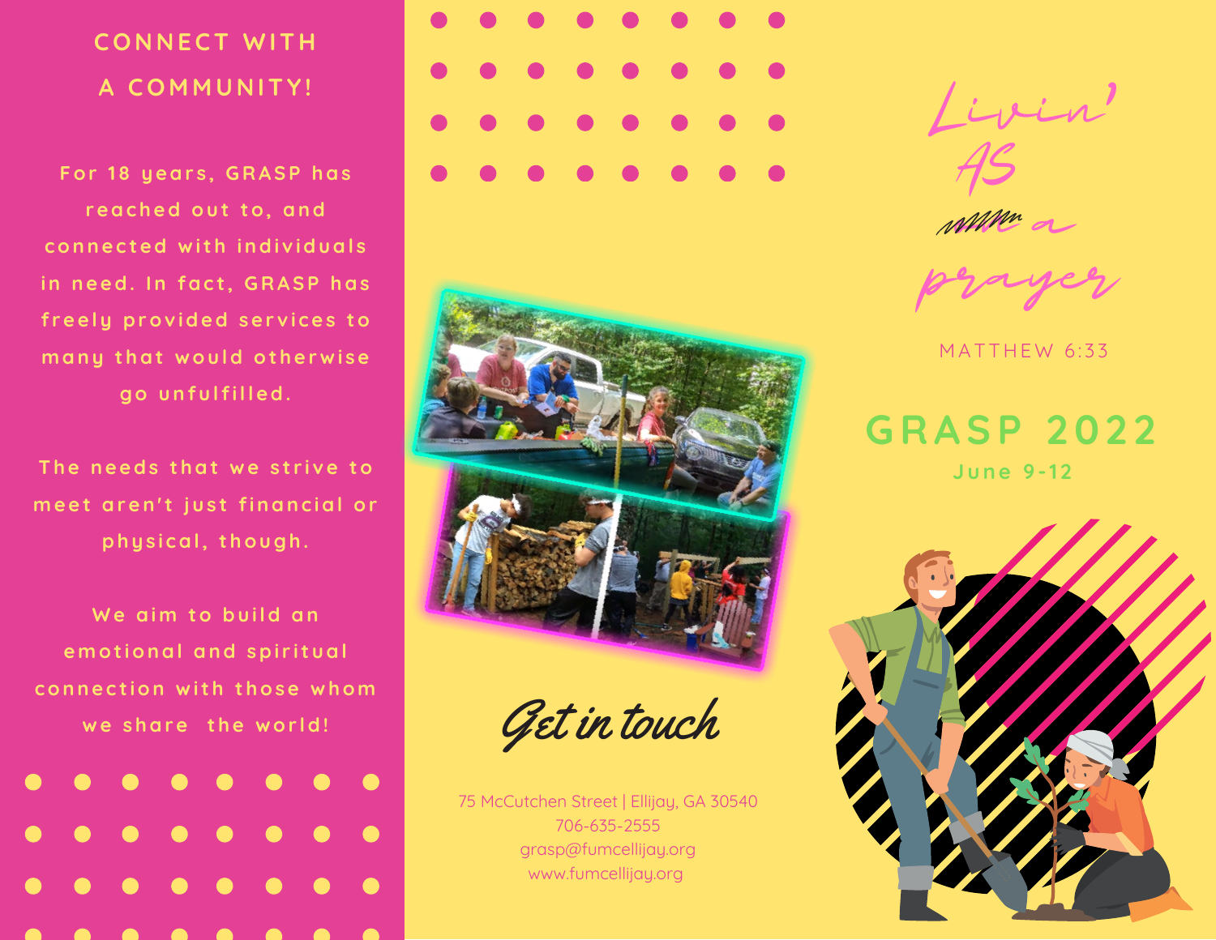## CONNECT WITH A COMMUNITY!

For 18 years, GRASP has reached out to, and connected with individuals in need. In fact, GRASP has freely provided services to many that would otherwise go unfulfilled.

The needs that we strive to meet aren't just financial or physical, though.

We aim to build an emotional and spiritual connection with those whom we share the world!

## Get in touch

75 McCutchen Street | Ellijay, GA 30540
706-635-2555
grasp@fumcellijay.org
www.fumcellijay.org

# *Livin' AS a prayer*

MATTHEW 6:33

## GRASP 2022

June 9-12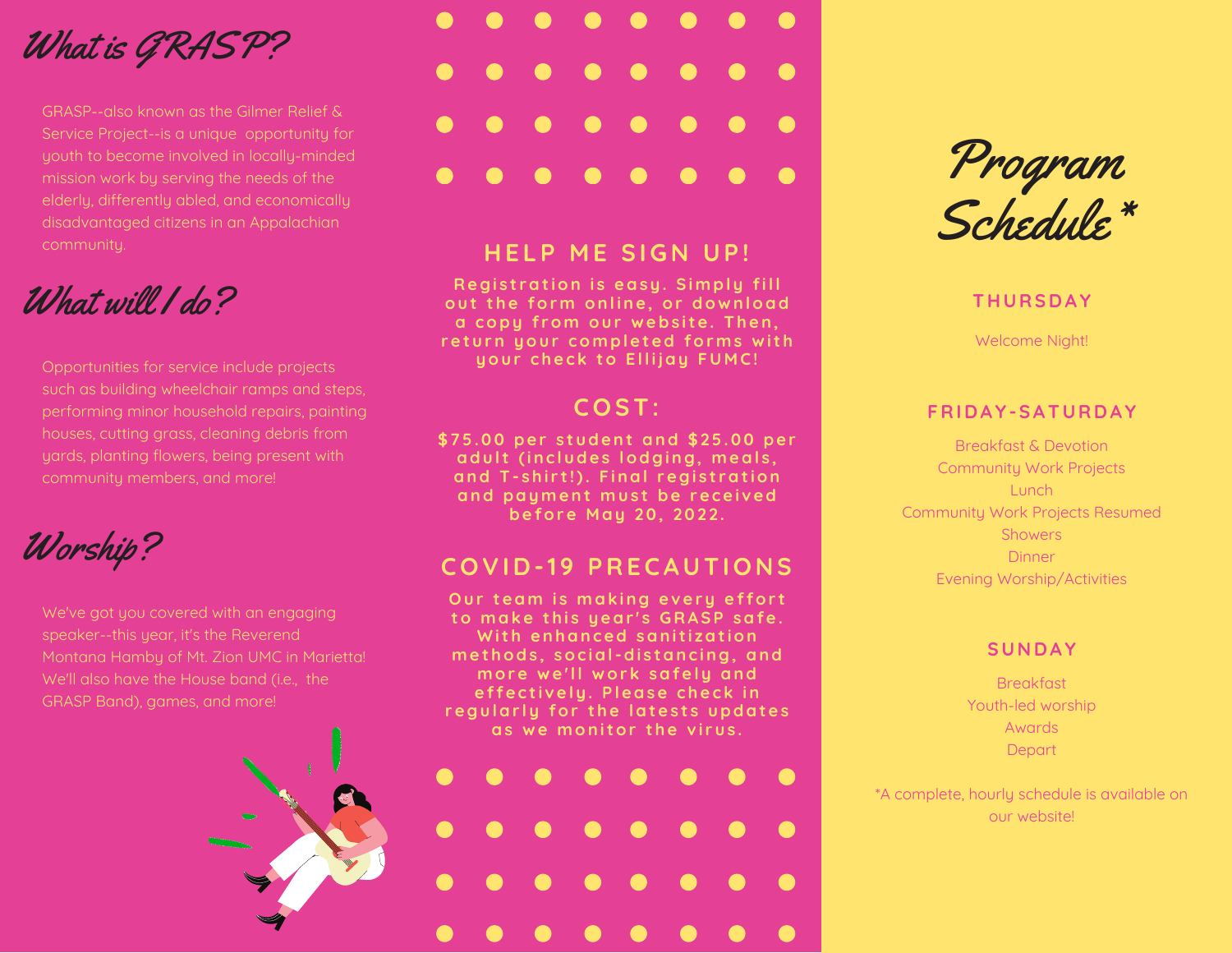# What is GRASP?

GRASP--also known as the Gilmer Relief & Service Project--is a unique opportunity for youth to become involved in locally-minded mission work by serving the needs of the elderly, differently abled, and economically disadvantaged citizens in an Appalachian community.

# What will I do?

Opportunities for service include projects such as building wheelchair ramps and steps, performing minor household repairs, painting houses, cutting grass, cleaning debris from yards, planting flowers, being present with community members, and more!

# Worship?

We've got you covered with an engaging speaker--this year, it's the Reverend Montana Hamby of Mt. Zion UMC in Marietta! We'll also have the House band (i.e., the GRASP Band), games, and more!

## HELP ME SIGN UP!

**Registration is easy. Simply fill out the form online, or download a copy from our website. Then, return your completed forms with your check to Ellijay FUMC!**

## COST:

**$75.00 per student and $25.00 per adult (includes lodging, meals, and T-shirt!). Final registration and payment must be received before May 20, 2022.**

## COVID-19 PRECAUTIONS

**Our team is making every effort to make this year's GRASP safe. With enhanced sanitization methods, social-distancing, and more we'll work safely and effectively. Please check in regularly for the latests updates as we monitor the virus.**

# Program Schedule*

### THURSDAY

Welcome Night!

### FRIDAY-SATURDAY

Breakfast & Devotion
Community Work Projects
Lunch
Community Work Projects Resumed
Showers
Dinner
Evening Worship/Activities

### SUNDAY

Breakfast
Youth-led worship
Awards
Depart

*A complete, hourly schedule is available on our website!